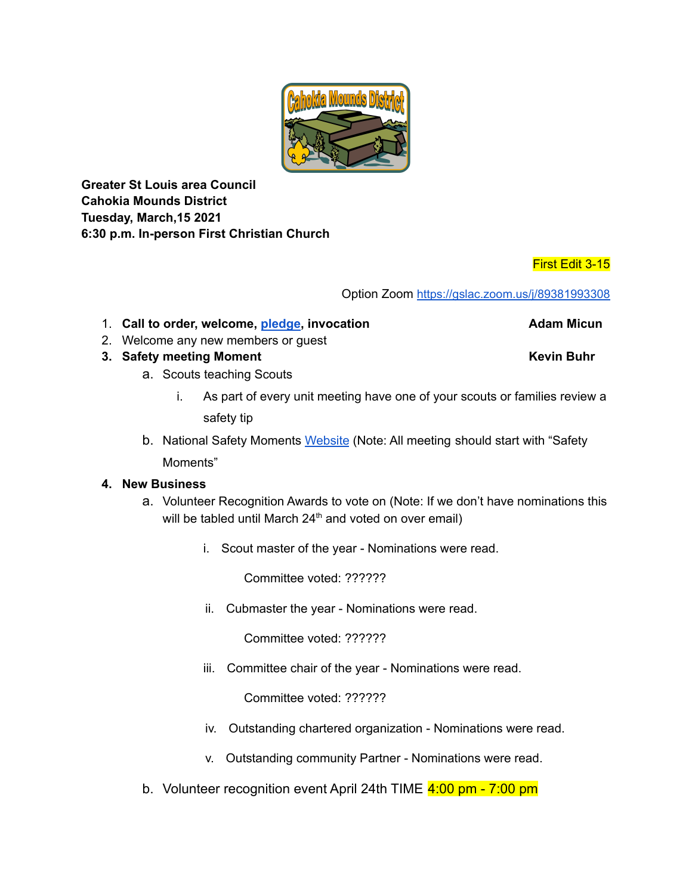**Greater St Louis area Council**
**Cahokia Mounds District**
**Tuesday, March,15 2021**
**6:30 p.m. In-person First Christian Church**

First Edit 3-15

Option Zoom https://gslac.zoom.us/j/89381993308

1. **Call to order, welcome, pledge, invocation** **Adam Micun**
2. Welcome any new members or guest
3. **Safety meeting Moment** **Kevin Buhr**
   a. Scouts teaching Scouts
      i. As part of every unit meeting have one of your scouts or families review a safety tip
   b. National Safety Moments Website (Note: All meeting should start with "Safety Moments"
4. **New Business**
   a. Volunteer Recognition Awards to vote on (Note: If we don't have nominations this will be tabled until March 24th and voted on over email)
      i. Scout master of the year - Nominations were read.

         Committee voted: ??????

      ii. Cubmaster the year - Nominations were read.

         Committee voted: ??????

      iii. Committee chair of the year - Nominations were read.

         Committee voted: ??????

      iv. Outstanding chartered organization - Nominations were read.

      v. Outstanding community Partner - Nominations were read.

   b. Volunteer recognition event April 24th TIME 4:00 pm - 7:00 pm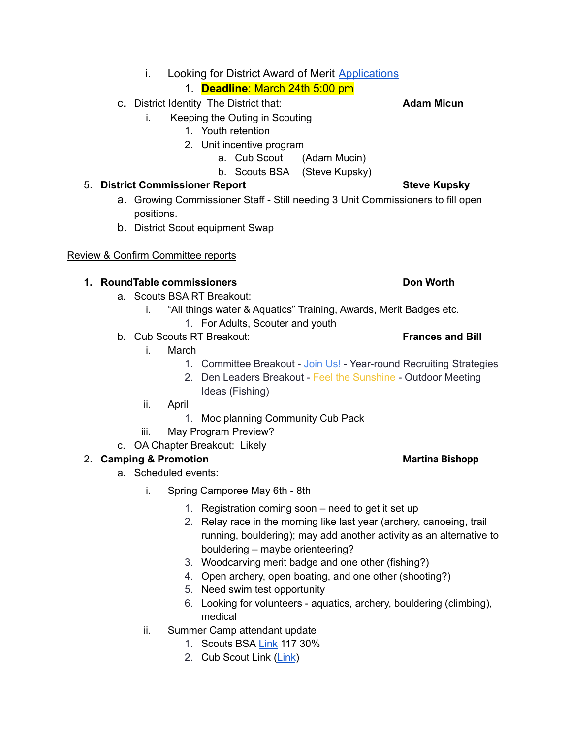i. Looking for District Award of Merit Applications
      1. **Deadline**: March 24th 5:00 pm

c. District Identity The District that: **Adam Micun**
   i. Keeping the Outing in Scouting
      1. Youth retention
      2. Unit incentive program
         a. Cub Scout (Adam Mucin)
         b. Scouts BSA (Steve Kupsky)

5. **District Commissioner Report** **Steve Kupsky**
   a. Growing Commissioner Staff - Still needing 3 Unit Commissioners to fill open positions.
   b. District Scout equipment Swap

Review & Confirm Committee reports

1. **RoundTable commissioners** **Don Worth**
   a. Scouts BSA RT Breakout:
      i. "All things water & Aquatics" Training, Awards, Merit Badges etc.
         1. For Adults, Scouter and youth
   b. Cub Scouts RT Breakout: **Frances and Bill**
      i. March
         1. Committee Breakout - Join Us! - Year-round Recruiting Strategies
         2. Den Leaders Breakout - Feel the Sunshine - Outdoor Meeting Ideas (Fishing)
      ii. April
         1. Moc planning Community Cub Pack
      iii. May Program Preview?
   c. OA Chapter Breakout: Likely

2. **Camping & Promotion** **Martina Bishopp**
   a. Scheduled events:
      i. Spring Camporee May 6th - 8th
         1. Registration coming soon – need to get it set up
         2. Relay race in the morning like last year (archery, canoeing, trail running, bouldering); may add another activity as an alternative to bouldering – maybe orienteering?
         3. Woodcarving merit badge and one other (fishing?)
         4. Open archery, open boating, and one other (shooting?)
         5. Need swim test opportunity
         6. Looking for volunteers - aquatics, archery, bouldering (climbing), medical
      ii. Summer Camp attendant update
         1. Scouts BSA Link 117 30%
         2. Cub Scout Link (Link)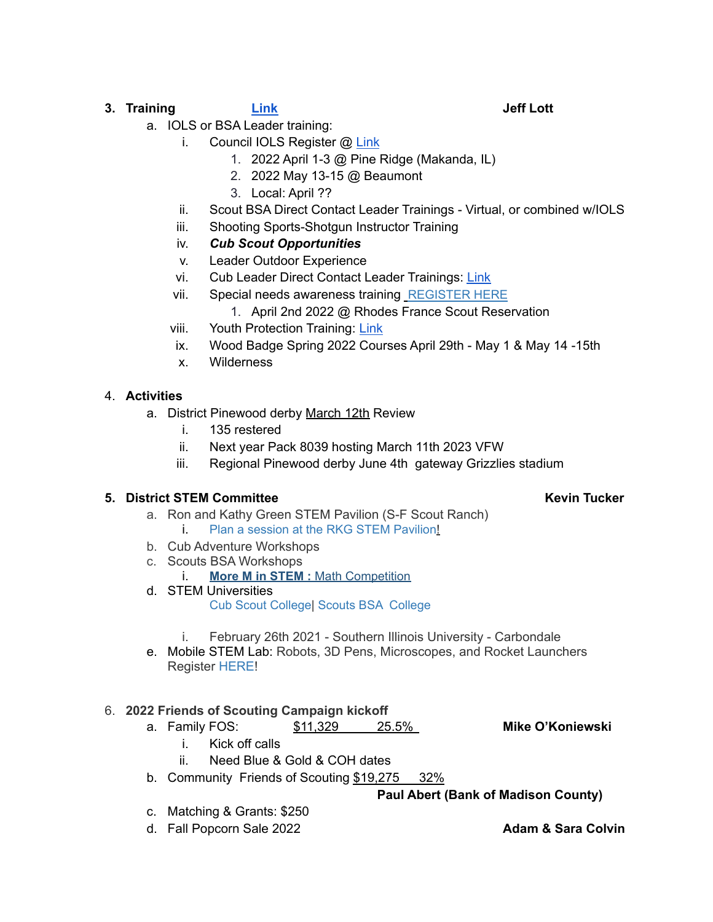3. **Training** [Link](#) **Jeff Lott**
   a. IOLS or BSA Leader training:
      i. Council IOLS Register @ [Link](#)
         1. 2022 April 1-3 @ Pine Ridge (Makanda, IL)
         2. 2022 May 13-15 @ Beaumont
         3. Local: April ??
      ii. Scout BSA Direct Contact Leader Trainings - Virtual, or combined w/IOLS
      iii. Shooting Sports-Shotgun Instructor Training
      iv. ***Cub Scout Opportunities***
      v. Leader Outdoor Experience
      vi. Cub Leader Direct Contact Leader Trainings: [Link](#)
      vii. Special needs awareness training [REGISTER HERE](#)
         1. April 2nd 2022 @ Rhodes France Scout Reservation
      viii. Youth Protection Training: [Link](#)
      ix. Wood Badge Spring 2022 Courses April 29th - May 1 & May 14 -15th
      x. Wilderness

4. **Activities**
   a. District Pinewood derby March 12th Review
      i. 135 restered
      ii. Next year Pack 8039 hosting March 11th 2023 VFW
      iii. Regional Pinewood derby June 4th gateway Grizzlies stadium

5. **District STEM Committee** **Kevin Tucker**
   a. Ron and Kathy Green STEM Pavilion (S-F Scout Ranch)
      i. [Plan a session at the RKG STEM Pavilion](#)!
   b. Cub Adventure Workshops
   c. Scouts BSA Workshops
      i. [**More M in STEM :** Math Competition](#)
   d. STEM Universities
      [Cub Scout College](#)| [Scouts BSA College](#)
      i. February 26th 2021 - Southern Illinois University - Carbondale
   e. Mobile STEM Lab: Robots, 3D Pens, Microscopes, and Rocket Launchers
      Register [HERE](#)!

6. **2022 Friends of Scouting Campaign kickoff**
   a. Family FOS: $11,329 25.5% **Mike O'Koniewski**
      i. Kick off calls
      ii. Need Blue & Gold & COH dates
   b. Community Friends of Scouting $19,275 32%
      **Paul Abert (Bank of Madison County)**
   c. Matching & Grants: $250
   d. Fall Popcorn Sale 2022 **Adam & Sara Colvin**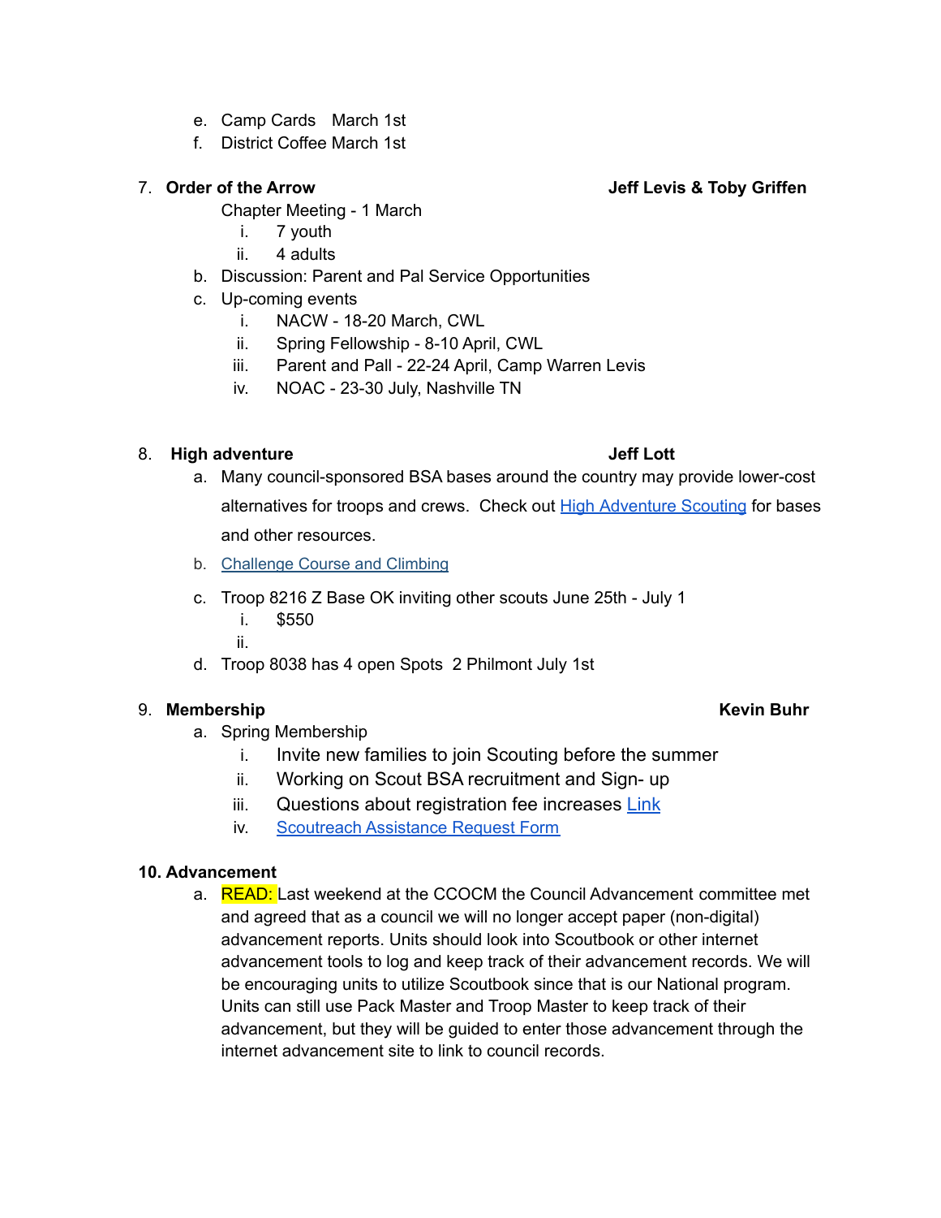e. Camp Cards March 1st
f. District Coffee March 1st

7. **Order of the Arrow** **Jeff Levis & Toby Griffen**

   Chapter Meeting - 1 March
   - i. 7 youth
   - ii. 4 adults

   b. Discussion: Parent and Pal Service Opportunities

   c. Up-coming events
   - i. NACW - 18-20 March, CWL
   - ii. Spring Fellowship - 8-10 April, CWL
   - iii. Parent and Pall - 22-24 April, Camp Warren Levis
   - iv. NOAC - 23-30 July, Nashville TN

8. **High adventure** **Jeff Lott**

   a. Many council-sponsored BSA bases around the country may provide lower-cost alternatives for troops and crews. Check out High Adventure Scouting for bases and other resources.

   b. Challenge Course and Climbing

   c. Troop 8216 Z Base OK inviting other scouts June 25th - July 1
   - i. $550
   - ii.

   d. Troop 8038 has 4 open Spots 2 Philmont July 1st

9. **Membership** **Kevin Buhr**

   a. Spring Membership
   - i. Invite new families to join Scouting before the summer
   - ii. Working on Scout BSA recruitment and Sign- up
   - iii. Questions about registration fee increases Link
   - iv. Scoutreach Assistance Request Form

**10. Advancement**

   a. READ: Last weekend at the CCOCM the Council Advancement committee met and agreed that as a council we will no longer accept paper (non-digital) advancement reports. Units should look into Scoutbook or other internet advancement tools to log and keep track of their advancement records. We will be encouraging units to utilize Scoutbook since that is our National program. Units can still use Pack Master and Troop Master to keep track of their advancement, but they will be guided to enter those advancement through the internet advancement site to link to council records.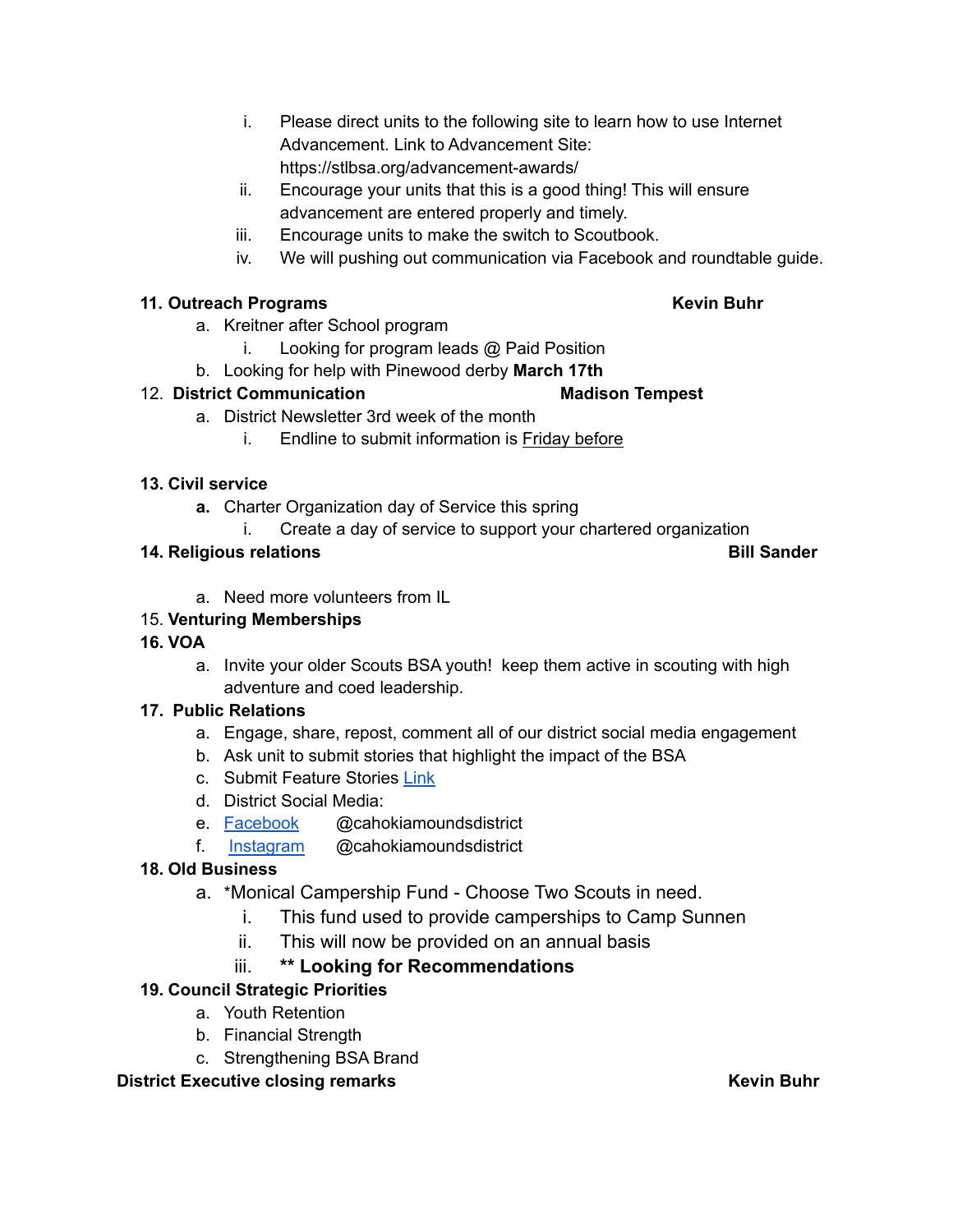i. Please direct units to the following site to learn how to use Internet Advancement. Link to Advancement Site: https://stlbsa.org/advancement-awards/
ii. Encourage your units that this is a good thing! This will ensure advancement are entered properly and timely.
iii. Encourage units to make the switch to Scoutbook.
iv. We will pushing out communication via Facebook and roundtable guide.

**11. Outreach Programs** **Kevin Buhr**

a. Kreitner after School program
   i. Looking for program leads @ Paid Position
b. Looking for help with Pinewood derby **March 17th**

12. **District Communication** **Madison Tempest**

a. District Newsletter 3rd week of the month
   i. Endline to submit information is Friday before

**13. Civil service**

**a.** Charter Organization day of Service this spring
   i. Create a day of service to support your chartered organization

**14. Religious relations** **Bill Sander**

a. Need more volunteers from IL

15. **Venturing Memberships**

**16. VOA**

a. Invite your older Scouts BSA youth! keep them active in scouting with high adventure and coed leadership.

**17. Public Relations**

a. Engage, share, repost, comment all of our district social media engagement
b. Ask unit to submit stories that highlight the impact of the BSA
c. Submit Feature Stories Link
d. District Social Media:
e. Facebook @cahokiamoundsdistrict
f. Instagram @cahokiamoundsdistrict

**18. Old Business**

a. *Monical Campership Fund - Choose Two Scouts in need.
   i. This fund used to provide camperships to Camp Sunnen
   ii. This will now be provided on an annual basis
   iii. **** Looking for Recommendations**

**19. Council Strategic Priorities**

a. Youth Retention
b. Financial Strength
c. Strengthening BSA Brand

**District Executive closing remarks** **Kevin Buhr**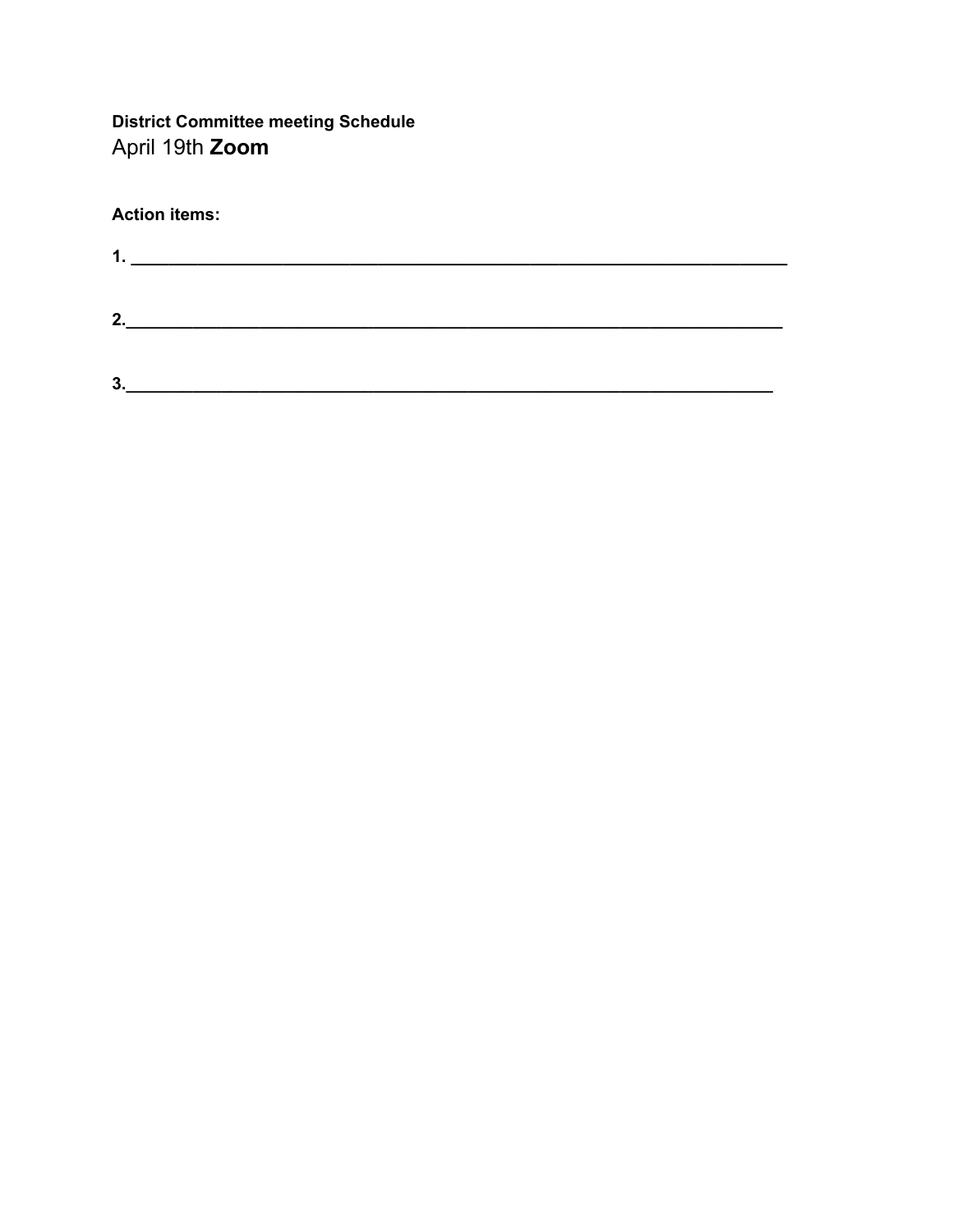**District Committee meeting Schedule**
April 19th **Zoom**

**Action items:**

**1. ________________________________________________________________________**

**2.________________________________________________________________________**

**3.______________________________________________________________________**